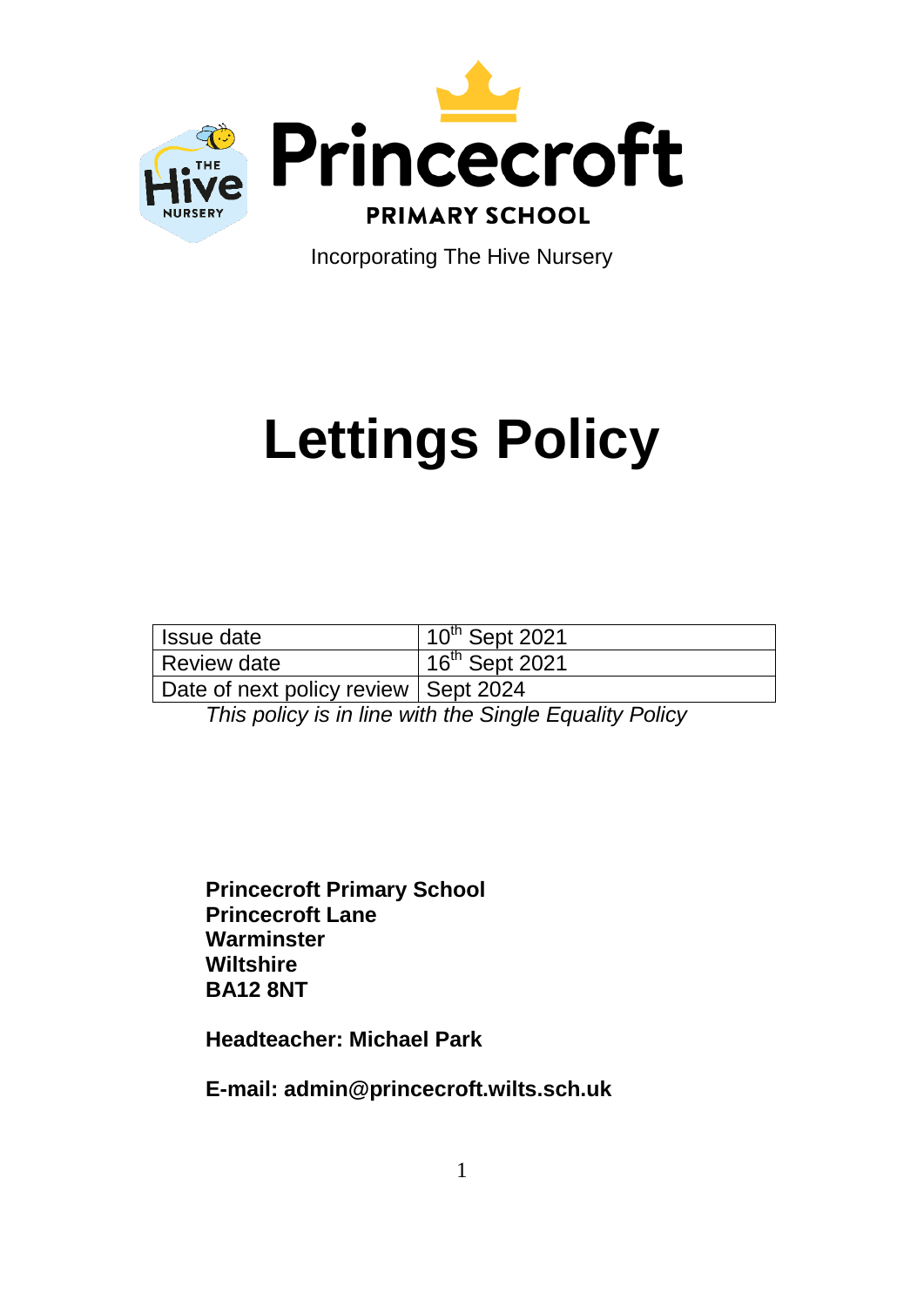Princecroft

PRIMARY SCHOOL

Incorporating The Hive Nursery

# Lettings Policy

| Issue date | 10th Sept 2021 |
|---|---|
| Review date | 16th Sept 2021 |
| Date of next policy review | Sept 2024 |

*This policy is in line with the Single Equality Policy*

**Princecroft Primary School**
**Princecroft Lane**
**Warminster**
**Wiltshire**
**BA12 8NT**

**Headteacher: Michael Park**

**E-mail: admin@princecroft.wilts.sch.uk**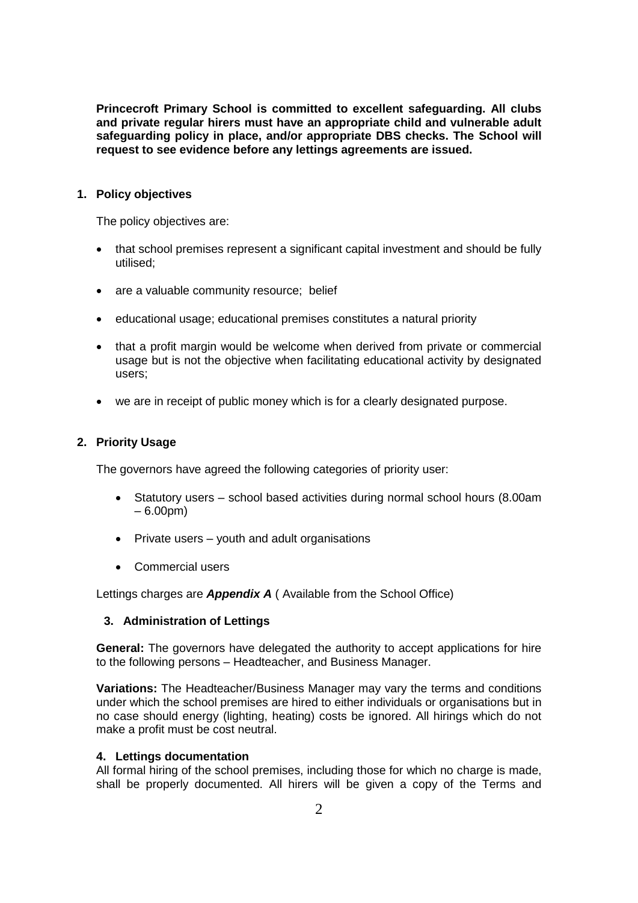**Princecroft Primary School is committed to excellent safeguarding. All clubs and private regular hirers must have an appropriate child and vulnerable adult safeguarding policy in place, and/or appropriate DBS checks. The School will request to see evidence before any lettings agreements are issued.**

## 1. Policy objectives

The policy objectives are:

- that school premises represent a significant capital investment and should be fully utilised;
- are a valuable community resource; belief
- educational usage; educational premises constitutes a natural priority
- that a profit margin would be welcome when derived from private or commercial usage but is not the objective when facilitating educational activity by designated users;
- we are in receipt of public money which is for a clearly designated purpose.

## 2. Priority Usage

The governors have agreed the following categories of priority user:

- Statutory users – school based activities during normal school hours (8.00am – 6.00pm)
- Private users – youth and adult organisations
- Commercial users

Lettings charges are ***Appendix A*** ( Available from the School Office)

## 3. Administration of Lettings

**General:** The governors have delegated the authority to accept applications for hire to the following persons – Headteacher, and Business Manager.

**Variations:** The Headteacher/Business Manager may vary the terms and conditions under which the school premises are hired to either individuals or organisations but in no case should energy (lighting, heating) costs be ignored. All hirings which do not make a profit must be cost neutral.

## 4. Lettings documentation

All formal hiring of the school premises, including those for which no charge is made, shall be properly documented. All hirers will be given a copy of the Terms and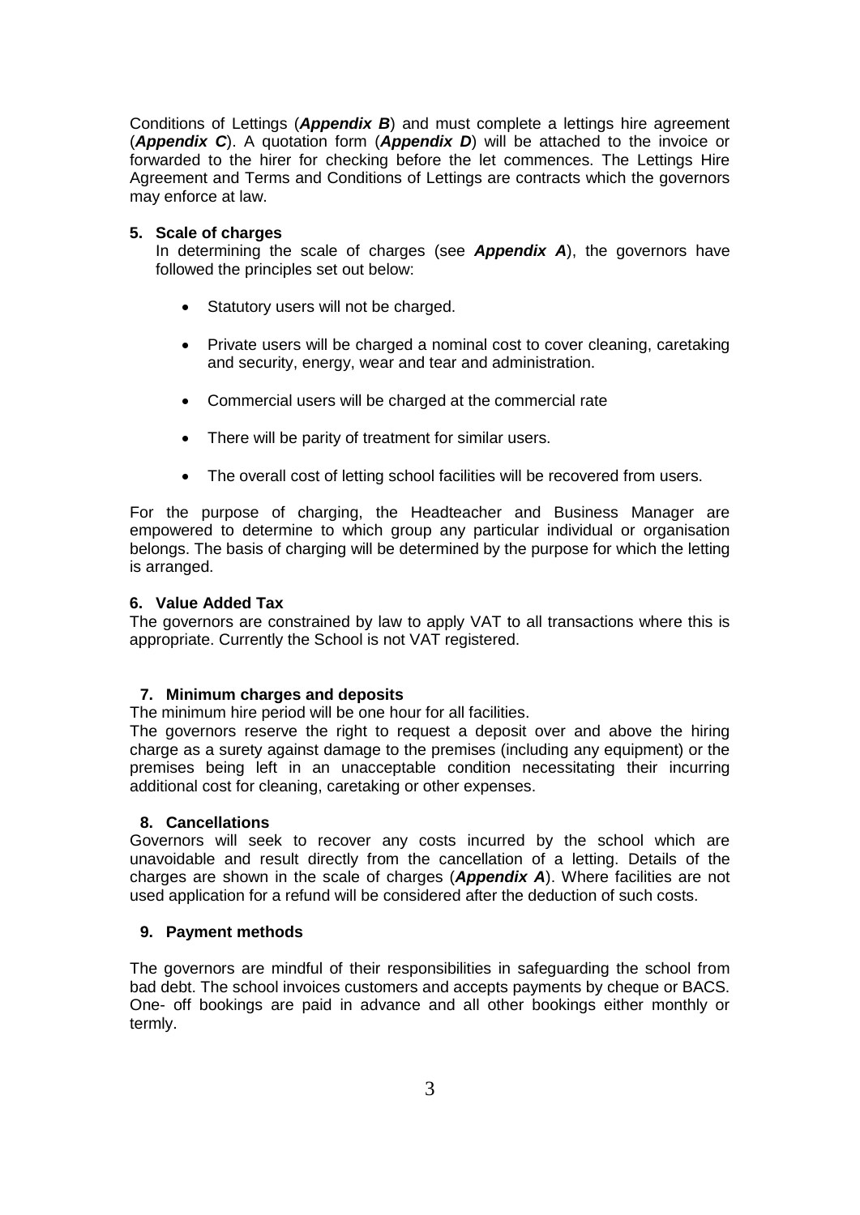Conditions of Lettings (***Appendix B***) and must complete a lettings hire agreement (***Appendix C***). A quotation form (***Appendix D***) will be attached to the invoice or forwarded to the hirer for checking before the let commences. The Lettings Hire Agreement and Terms and Conditions of Lettings are contracts which the governors may enforce at law.

**5. Scale of charges**

In determining the scale of charges (see ***Appendix A***), the governors have followed the principles set out below:

- Statutory users will not be charged.
- Private users will be charged a nominal cost to cover cleaning, caretaking and security, energy, wear and tear and administration.
- Commercial users will be charged at the commercial rate
- There will be parity of treatment for similar users.
- The overall cost of letting school facilities will be recovered from users.

For the purpose of charging, the Headteacher and Business Manager are empowered to determine to which group any particular individual or organisation belongs. The basis of charging will be determined by the purpose for which the letting is arranged.

**6. Value Added Tax**

The governors are constrained by law to apply VAT to all transactions where this is appropriate. Currently the School is not VAT registered.

**7. Minimum charges and deposits**

The minimum hire period will be one hour for all facilities.

The governors reserve the right to request a deposit over and above the hiring charge as a surety against damage to the premises (including any equipment) or the premises being left in an unacceptable condition necessitating their incurring additional cost for cleaning, caretaking or other expenses.

**8. Cancellations**

Governors will seek to recover any costs incurred by the school which are unavoidable and result directly from the cancellation of a letting. Details of the charges are shown in the scale of charges (***Appendix A***). Where facilities are not used application for a refund will be considered after the deduction of such costs.

**9. Payment methods**

The governors are mindful of their responsibilities in safeguarding the school from bad debt. The school invoices customers and accepts payments by cheque or BACS. One- off bookings are paid in advance and all other bookings either monthly or termly.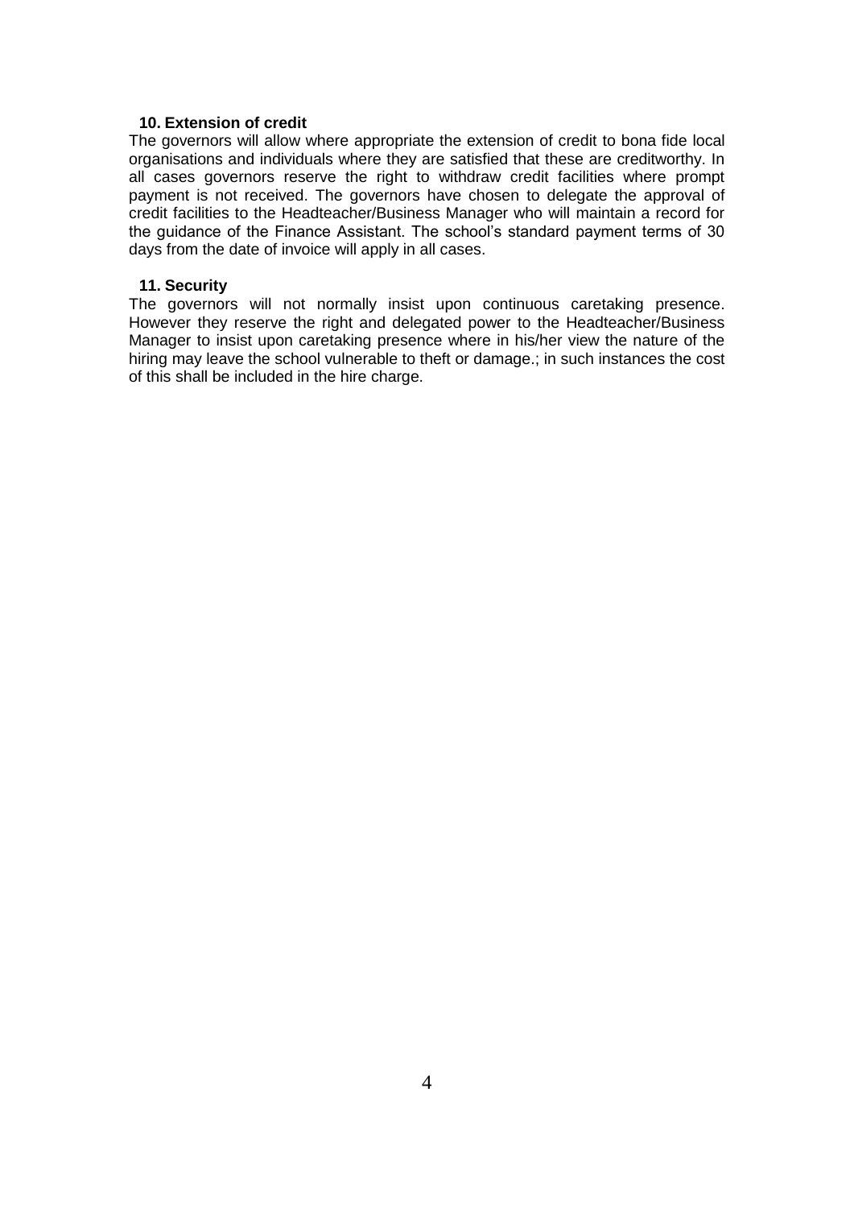### 10. Extension of credit

The governors will allow where appropriate the extension of credit to bona fide local organisations and individuals where they are satisfied that these are creditworthy. In all cases governors reserve the right to withdraw credit facilities where prompt payment is not received. The governors have chosen to delegate the approval of credit facilities to the Headteacher/Business Manager who will maintain a record for the guidance of the Finance Assistant. The school's standard payment terms of 30 days from the date of invoice will apply in all cases.

### 11. Security

The governors will not normally insist upon continuous caretaking presence. However they reserve the right and delegated power to the Headteacher/Business Manager to insist upon caretaking presence where in his/her view the nature of the hiring may leave the school vulnerable to theft or damage.; in such instances the cost of this shall be included in the hire charge.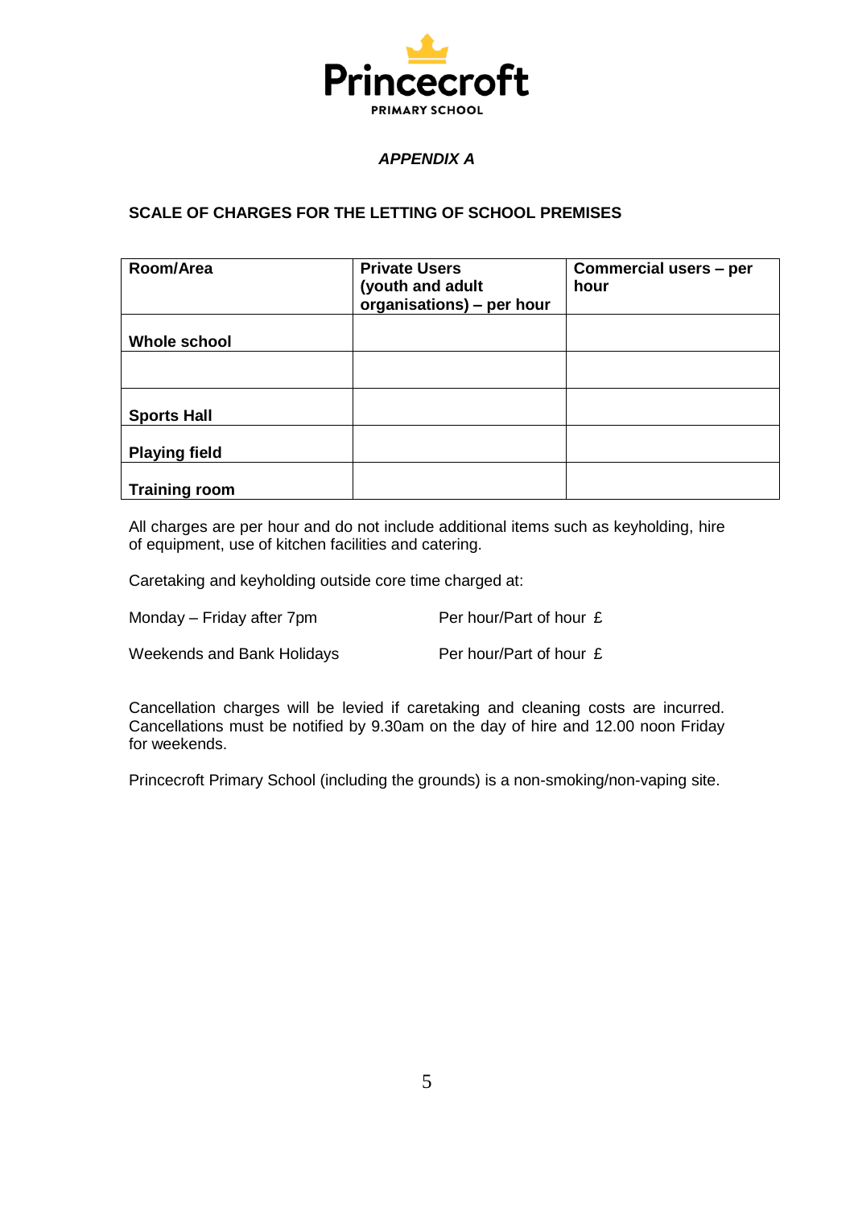Princecroft

PRIMARY SCHOOL

*APPENDIX A*

**SCALE OF CHARGES FOR THE LETTING OF SCHOOL PREMISES**

| Room/Area | Private Users (youth and adult organisations) – per hour | Commercial users – per hour |
|---|---|---|
| **Whole school** | | |
| | | |
| **Sports Hall** | | |
| **Playing field** | | |
| **Training room** | | |

All charges are per hour and do not include additional items such as keyholding, hire of equipment, use of kitchen facilities and catering.

Caretaking and keyholding outside core time charged at:

Monday – Friday after 7pm  Per hour/Part of hour £

Weekends and Bank Holidays  Per hour/Part of hour £

Cancellation charges will be levied if caretaking and cleaning costs are incurred. Cancellations must be notified by 9.30am on the day of hire and 12.00 noon Friday for weekends.

Princecroft Primary School (including the grounds) is a non-smoking/non-vaping site.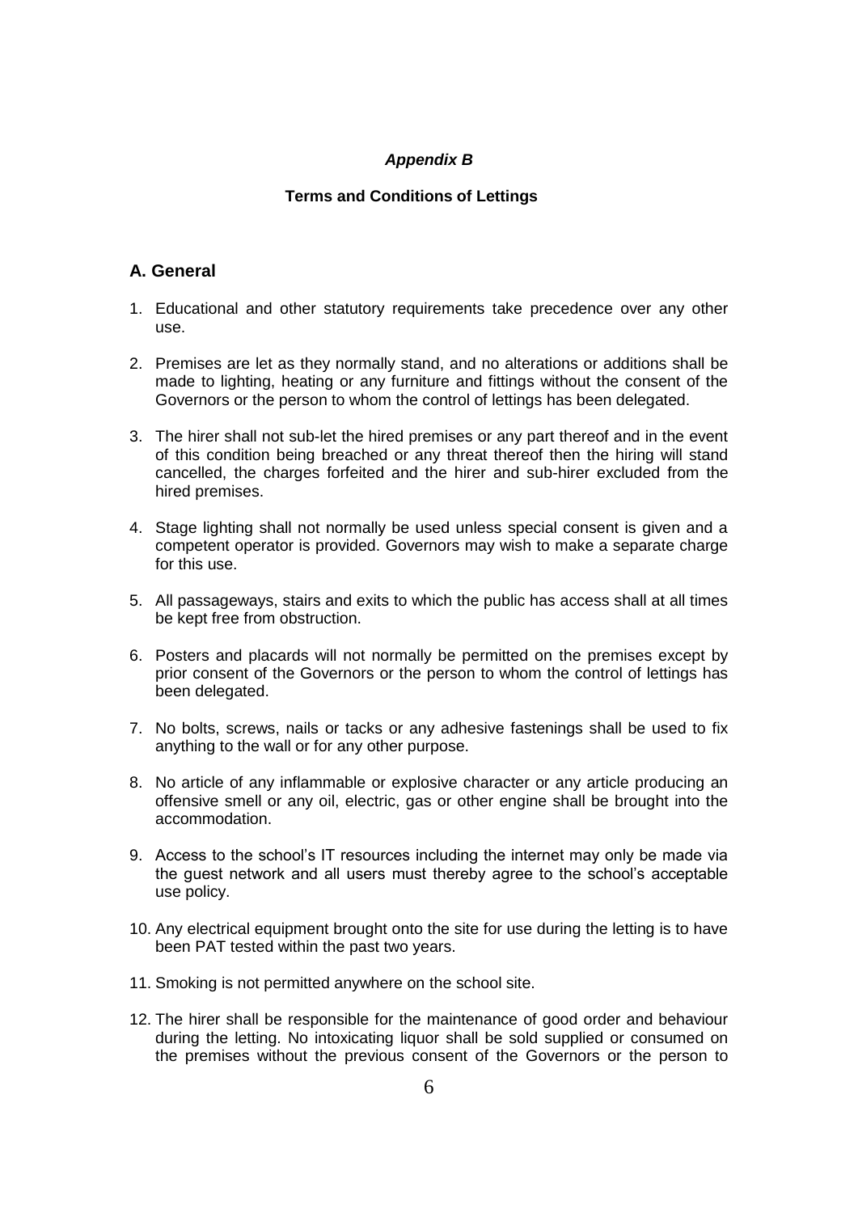***Appendix B***

**Terms and Conditions of Lettings**

## A. General

1. Educational and other statutory requirements take precedence over any other use.

2. Premises are let as they normally stand, and no alterations or additions shall be made to lighting, heating or any furniture and fittings without the consent of the Governors or the person to whom the control of lettings has been delegated.

3. The hirer shall not sub-let the hired premises or any part thereof and in the event of this condition being breached or any threat thereof then the hiring will stand cancelled, the charges forfeited and the hirer and sub-hirer excluded from the hired premises.

4. Stage lighting shall not normally be used unless special consent is given and a competent operator is provided. Governors may wish to make a separate charge for this use.

5. All passageways, stairs and exits to which the public has access shall at all times be kept free from obstruction.

6. Posters and placards will not normally be permitted on the premises except by prior consent of the Governors or the person to whom the control of lettings has been delegated.

7. No bolts, screws, nails or tacks or any adhesive fastenings shall be used to fix anything to the wall or for any other purpose.

8. No article of any inflammable or explosive character or any article producing an offensive smell or any oil, electric, gas or other engine shall be brought into the accommodation.

9. Access to the school's IT resources including the internet may only be made via the guest network and all users must thereby agree to the school's acceptable use policy.

10. Any electrical equipment brought onto the site for use during the letting is to have been PAT tested within the past two years.

11. Smoking is not permitted anywhere on the school site.

12. The hirer shall be responsible for the maintenance of good order and behaviour during the letting. No intoxicating liquor shall be sold supplied or consumed on the premises without the previous consent of the Governors or the person to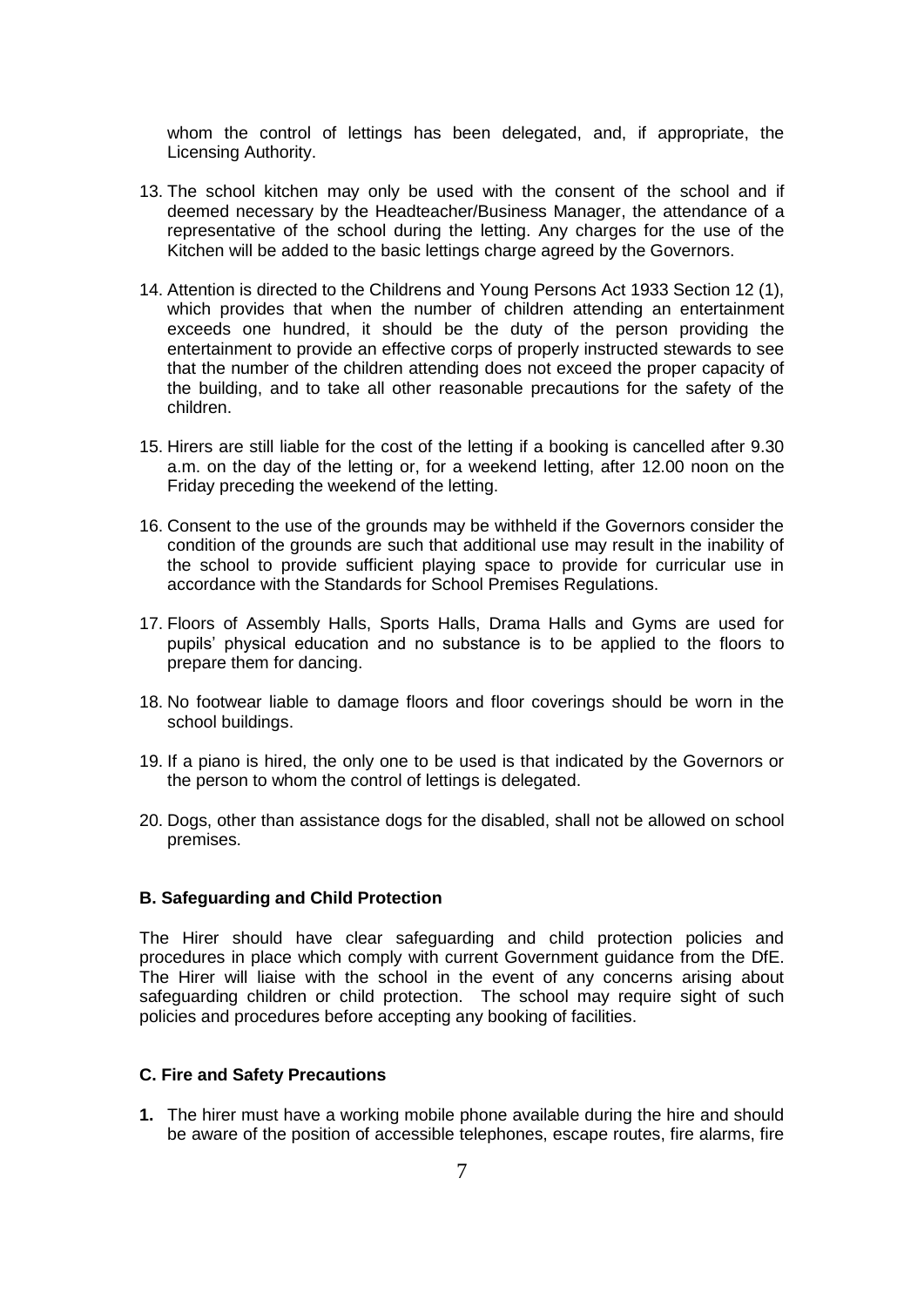whom the control of lettings has been delegated, and, if appropriate, the Licensing Authority.

13. The school kitchen may only be used with the consent of the school and if deemed necessary by the Headteacher/Business Manager, the attendance of a representative of the school during the letting. Any charges for the use of the Kitchen will be added to the basic lettings charge agreed by the Governors.

14. Attention is directed to the Childrens and Young Persons Act 1933 Section 12 (1), which provides that when the number of children attending an entertainment exceeds one hundred, it should be the duty of the person providing the entertainment to provide an effective corps of properly instructed stewards to see that the number of the children attending does not exceed the proper capacity of the building, and to take all other reasonable precautions for the safety of the children.

15. Hirers are still liable for the cost of the letting if a booking is cancelled after 9.30 a.m. on the day of the letting or, for a weekend letting, after 12.00 noon on the Friday preceding the weekend of the letting.

16. Consent to the use of the grounds may be withheld if the Governors consider the condition of the grounds are such that additional use may result in the inability of the school to provide sufficient playing space to provide for curricular use in accordance with the Standards for School Premises Regulations.

17. Floors of Assembly Halls, Sports Halls, Drama Halls and Gyms are used for pupils' physical education and no substance is to be applied to the floors to prepare them for dancing.

18. No footwear liable to damage floors and floor coverings should be worn in the school buildings.

19. If a piano is hired, the only one to be used is that indicated by the Governors or the person to whom the control of lettings is delegated.

20. Dogs, other than assistance dogs for the disabled, shall not be allowed on school premises.

### B. Safeguarding and Child Protection

The Hirer should have clear safeguarding and child protection policies and procedures in place which comply with current Government guidance from the DfE. The Hirer will liaise with the school in the event of any concerns arising about safeguarding children or child protection. The school may require sight of such policies and procedures before accepting any booking of facilities.

### C. Fire and Safety Precautions

1. The hirer must have a working mobile phone available during the hire and should be aware of the position of accessible telephones, escape routes, fire alarms, fire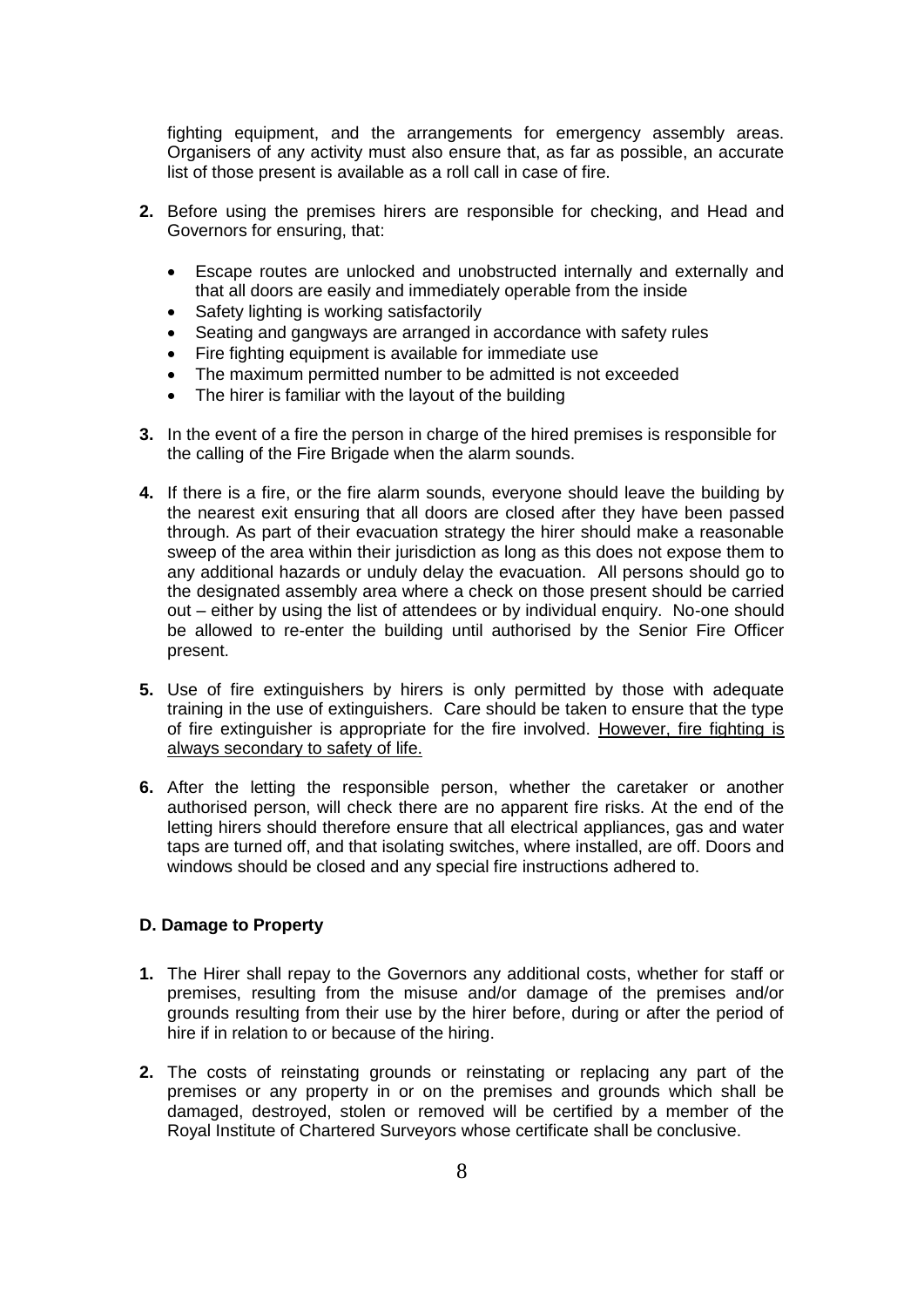fighting equipment, and the arrangements for emergency assembly areas. Organisers of any activity must also ensure that, as far as possible, an accurate list of those present is available as a roll call in case of fire.

**2.** Before using the premises hirers are responsible for checking, and Head and Governors for ensuring, that:

- Escape routes are unlocked and unobstructed internally and externally and that all doors are easily and immediately operable from the inside
- Safety lighting is working satisfactorily
- Seating and gangways are arranged in accordance with safety rules
- Fire fighting equipment is available for immediate use
- The maximum permitted number to be admitted is not exceeded
- The hirer is familiar with the layout of the building

**3.** In the event of a fire the person in charge of the hired premises is responsible for the calling of the Fire Brigade when the alarm sounds.

**4.** If there is a fire, or the fire alarm sounds, everyone should leave the building by the nearest exit ensuring that all doors are closed after they have been passed through. As part of their evacuation strategy the hirer should make a reasonable sweep of the area within their jurisdiction as long as this does not expose them to any additional hazards or unduly delay the evacuation. All persons should go to the designated assembly area where a check on those present should be carried out – either by using the list of attendees or by individual enquiry. No-one should be allowed to re-enter the building until authorised by the Senior Fire Officer present.

**5.** Use of fire extinguishers by hirers is only permitted by those with adequate training in the use of extinguishers. Care should be taken to ensure that the type of fire extinguisher is appropriate for the fire involved. <u>However, fire fighting is always secondary to safety of life.</u>

**6.** After the letting the responsible person, whether the caretaker or another authorised person, will check there are no apparent fire risks. At the end of the letting hirers should therefore ensure that all electrical appliances, gas and water taps are turned off, and that isolating switches, where installed, are off. Doors and windows should be closed and any special fire instructions adhered to.

### D. Damage to Property

**1.** The Hirer shall repay to the Governors any additional costs, whether for staff or premises, resulting from the misuse and/or damage of the premises and/or grounds resulting from their use by the hirer before, during or after the period of hire if in relation to or because of the hiring.

**2.** The costs of reinstating grounds or reinstating or replacing any part of the premises or any property in or on the premises and grounds which shall be damaged, destroyed, stolen or removed will be certified by a member of the Royal Institute of Chartered Surveyors whose certificate shall be conclusive.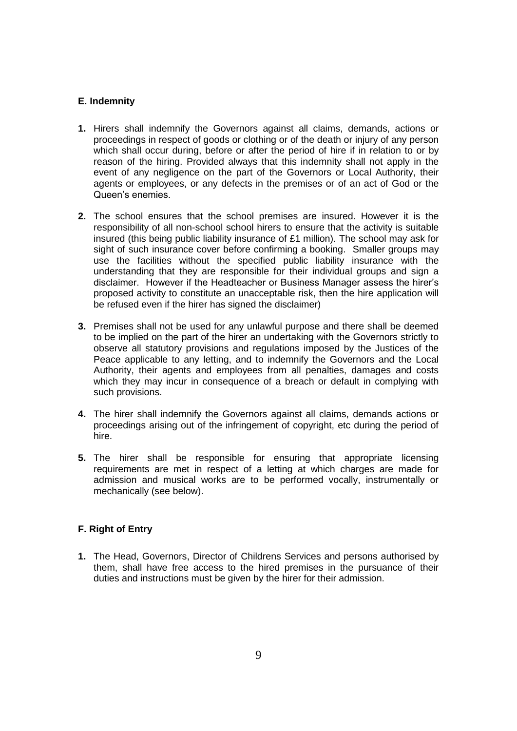**E. Indemnity**

1. Hirers shall indemnify the Governors against all claims, demands, actions or proceedings in respect of goods or clothing or of the death or injury of any person which shall occur during, before or after the period of hire if in relation to or by reason of the hiring. Provided always that this indemnity shall not apply in the event of any negligence on the part of the Governors or Local Authority, their agents or employees, or any defects in the premises or of an act of God or the Queen's enemies.

2. The school ensures that the school premises are insured. However it is the responsibility of all non-school school hirers to ensure that the activity is suitable insured (this being public liability insurance of £1 million). The school may ask for sight of such insurance cover before confirming a booking. Smaller groups may use the facilities without the specified public liability insurance with the understanding that they are responsible for their individual groups and sign a disclaimer. However if the Headteacher or Business Manager assess the hirer's proposed activity to constitute an unacceptable risk, then the hire application will be refused even if the hirer has signed the disclaimer)

3. Premises shall not be used for any unlawful purpose and there shall be deemed to be implied on the part of the hirer an undertaking with the Governors strictly to observe all statutory provisions and regulations imposed by the Justices of the Peace applicable to any letting, and to indemnify the Governors and the Local Authority, their agents and employees from all penalties, damages and costs which they may incur in consequence of a breach or default in complying with such provisions.

4. The hirer shall indemnify the Governors against all claims, demands actions or proceedings arising out of the infringement of copyright, etc during the period of hire.

5. The hirer shall be responsible for ensuring that appropriate licensing requirements are met in respect of a letting at which charges are made for admission and musical works are to be performed vocally, instrumentally or mechanically (see below).

**F. Right of Entry**

1. The Head, Governors, Director of Childrens Services and persons authorised by them, shall have free access to the hired premises in the pursuance of their duties and instructions must be given by the hirer for their admission.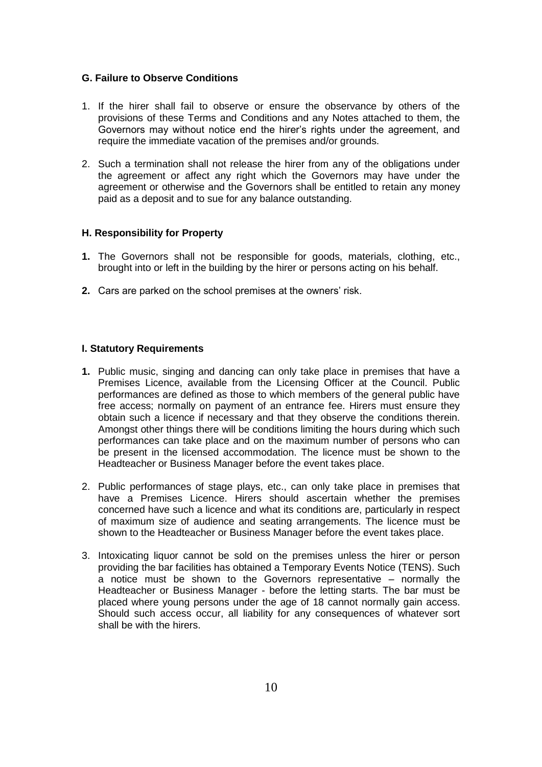#### G. Failure to Observe Conditions

1. If the hirer shall fail to observe or ensure the observance by others of the provisions of these Terms and Conditions and any Notes attached to them, the Governors may without notice end the hirer's rights under the agreement, and require the immediate vacation of the premises and/or grounds.

2. Such a termination shall not release the hirer from any of the obligations under the agreement or affect any right which the Governors may have under the agreement or otherwise and the Governors shall be entitled to retain any money paid as a deposit and to sue for any balance outstanding.

#### H. Responsibility for Property

**1.** The Governors shall not be responsible for goods, materials, clothing, etc., brought into or left in the building by the hirer or persons acting on his behalf.

**2.** Cars are parked on the school premises at the owners' risk.

#### I. Statutory Requirements

**1.** Public music, singing and dancing can only take place in premises that have a Premises Licence, available from the Licensing Officer at the Council. Public performances are defined as those to which members of the general public have free access; normally on payment of an entrance fee. Hirers must ensure they obtain such a licence if necessary and that they observe the conditions therein. Amongst other things there will be conditions limiting the hours during which such performances can take place and on the maximum number of persons who can be present in the licensed accommodation. The licence must be shown to the Headteacher or Business Manager before the event takes place.

2. Public performances of stage plays, etc., can only take place in premises that have a Premises Licence. Hirers should ascertain whether the premises concerned have such a licence and what its conditions are, particularly in respect of maximum size of audience and seating arrangements. The licence must be shown to the Headteacher or Business Manager before the event takes place.

3. Intoxicating liquor cannot be sold on the premises unless the hirer or person providing the bar facilities has obtained a Temporary Events Notice (TENS). Such a notice must be shown to the Governors representative – normally the Headteacher or Business Manager - before the letting starts. The bar must be placed where young persons under the age of 18 cannot normally gain access. Should such access occur, all liability for any consequences of whatever sort shall be with the hirers.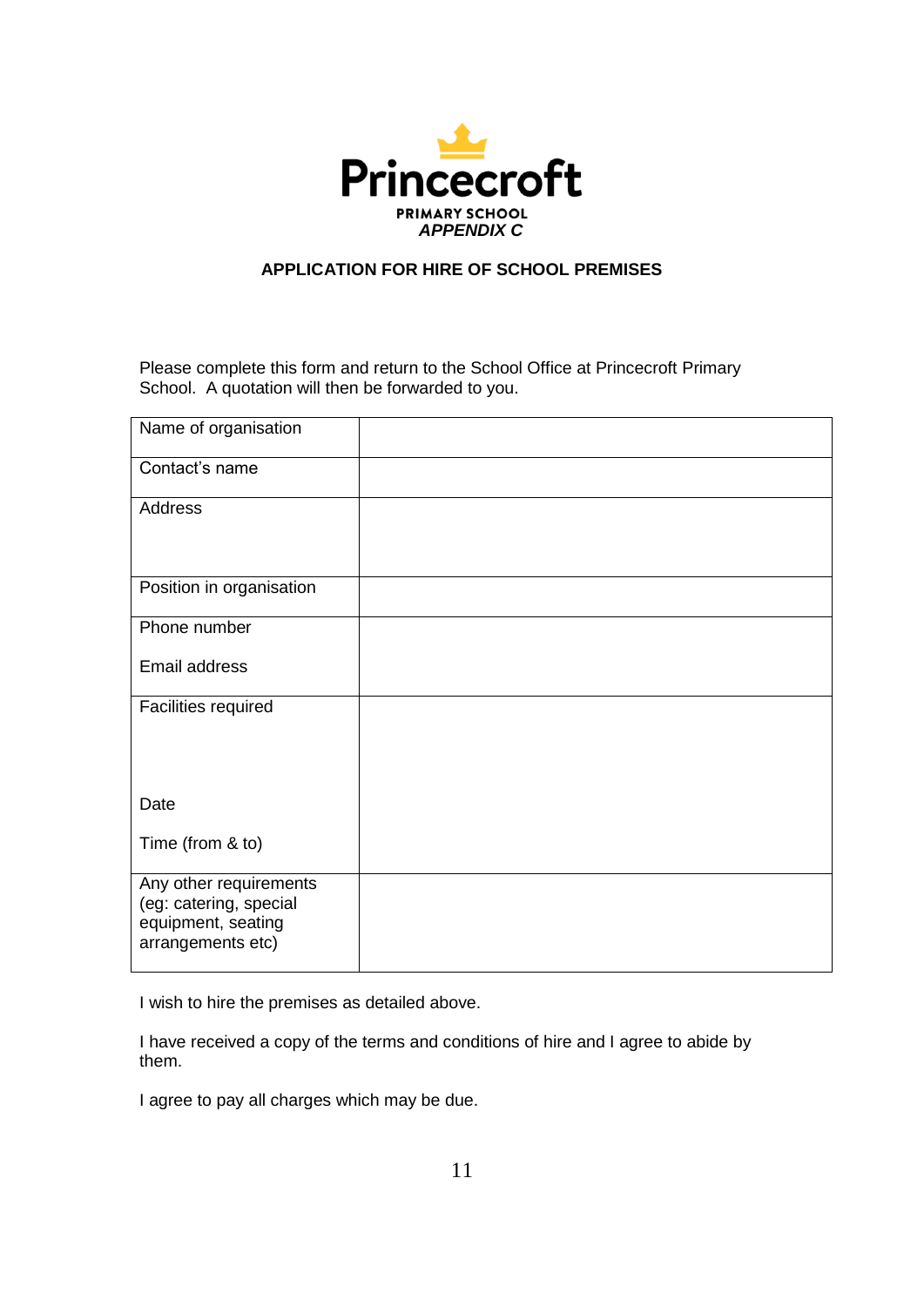Princecroft

PRIMARY SCHOOL

*APPENDIX C*

**APPLICATION FOR HIRE OF SCHOOL PREMISES**

Please complete this form and return to the School Office at Princecroft Primary School. A quotation will then be forwarded to you.

| | |
|---|---|
| Name of organisation | |
| Contact's name | |
| Address | |
| Position in organisation | |
| Phone number<br><br>Email address | |
| Facilities required<br><br>Date<br><br>Time (from & to) | |
| Any other requirements (eg: catering, special equipment, seating arrangements etc) | |

I wish to hire the premises as detailed above.

I have received a copy of the terms and conditions of hire and I agree to abide by them.

I agree to pay all charges which may be due.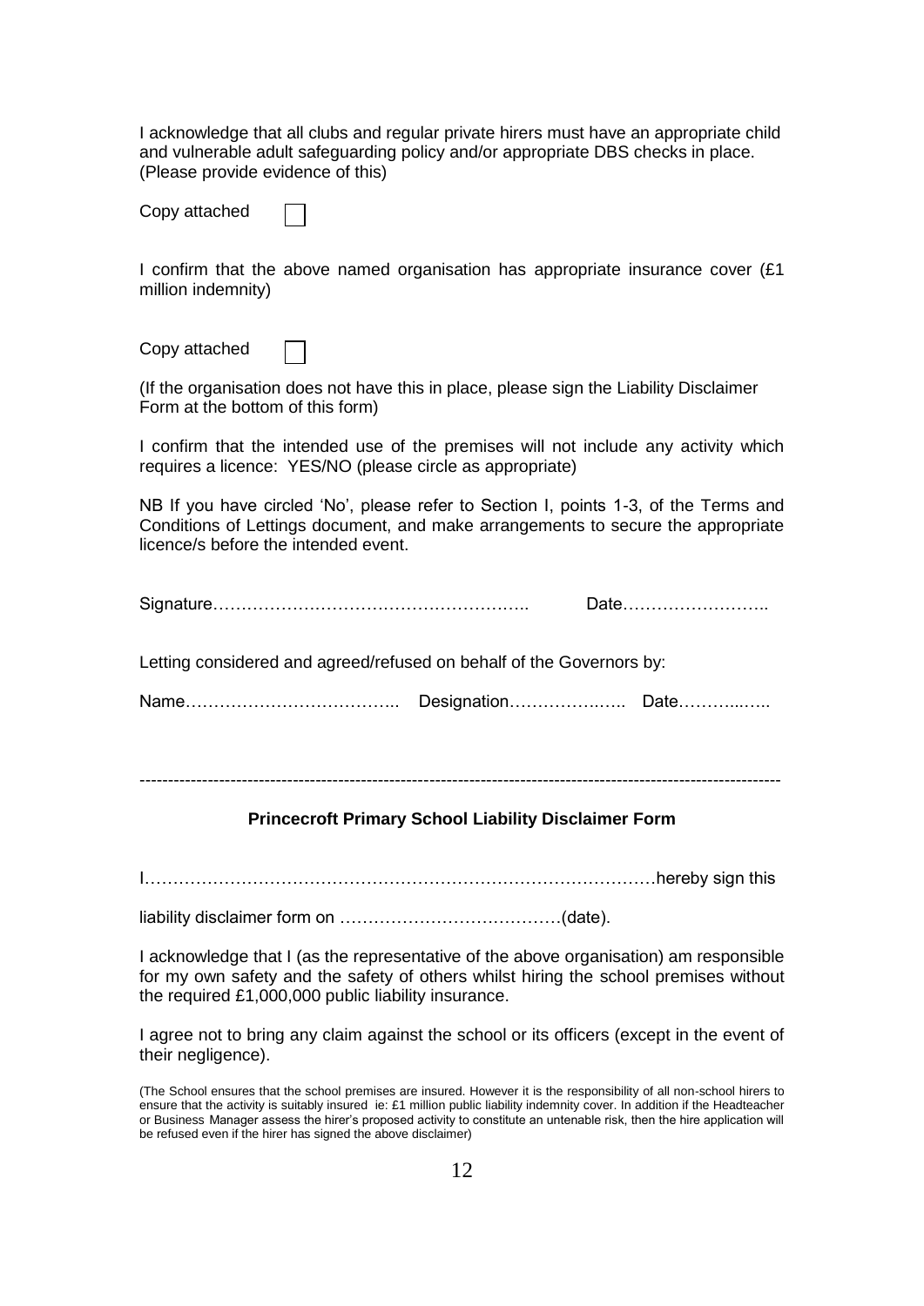I acknowledge that all clubs and regular private hirers must have an appropriate child and vulnerable adult safeguarding policy and/or appropriate DBS checks in place. (Please provide evidence of this)

Copy attached ☐

I confirm that the above named organisation has appropriate insurance cover (£1 million indemnity)

Copy attached ☐

(If the organisation does not have this in place, please sign the Liability Disclaimer Form at the bottom of this form)

I confirm that the intended use of the premises will not include any activity which requires a licence: YES/NO (please circle as appropriate)

NB If you have circled 'No', please refer to Section I, points 1-3, of the Terms and Conditions of Lettings document, and make arrangements to secure the appropriate licence/s before the intended event.

Signature…………………………………………….. Date……………………..

Letting considered and agreed/refused on behalf of the Governors by:

Name……………………………….. Designation……………….….. Date………...…..

---

**Princecroft Primary School Liability Disclaimer Form**

I……………………………………………………………………………hereby sign this

liability disclaimer form on …………………………………(date).

I acknowledge that I (as the representative of the above organisation) am responsible for my own safety and the safety of others whilst hiring the school premises without the required £1,000,000 public liability insurance.

I agree not to bring any claim against the school or its officers (except in the event of their negligence).

(The School ensures that the school premises are insured. However it is the responsibility of all non-school hirers to ensure that the activity is suitably insured ie: £1 million public liability indemnity cover. In addition if the Headteacher or Business Manager assess the hirer's proposed activity to constitute an untenable risk, then the hire application will be refused even if the hirer has signed the above disclaimer)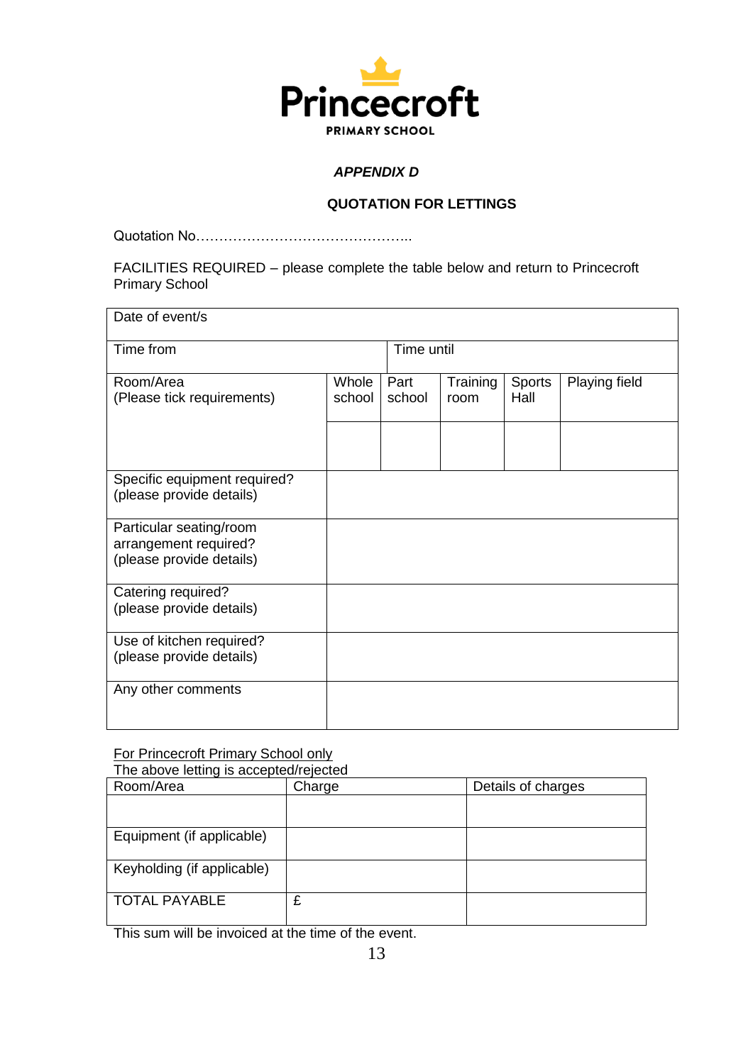**Princecroft**

**PRIMARY SCHOOL**

***APPENDIX D***

**QUOTATION FOR LETTINGS**

Quotation No………………………………………..

FACILITIES REQUIRED – please complete the table below and return to Princecroft Primary School

| | | | | | |
|---|---|---|---|---|---|
| Date of event/s | | | | | |
| Time from | | Time until | | | |
| Room/Area<br>(Please tick requirements) | Whole school | Part school | Training room | Sports Hall | Playing field |
| | | | | | |
| Specific equipment required?<br>(please provide details) | | | | | |
| Particular seating/room arrangement required?<br>(please provide details) | | | | | |
| Catering required?<br>(please provide details) | | | | | |
| Use of kitchen required?<br>(please provide details) | | | | | |
| Any other comments | | | | | |

<u>For Princecroft Primary School only</u>

The above letting is accepted/rejected

| Room/Area | Charge | Details of charges |
|---|---|---|
| | | |
| Equipment (if applicable) | | |
| Keyholding (if applicable) | | |
| TOTAL PAYABLE | £ | |

This sum will be invoiced at the time of the event.